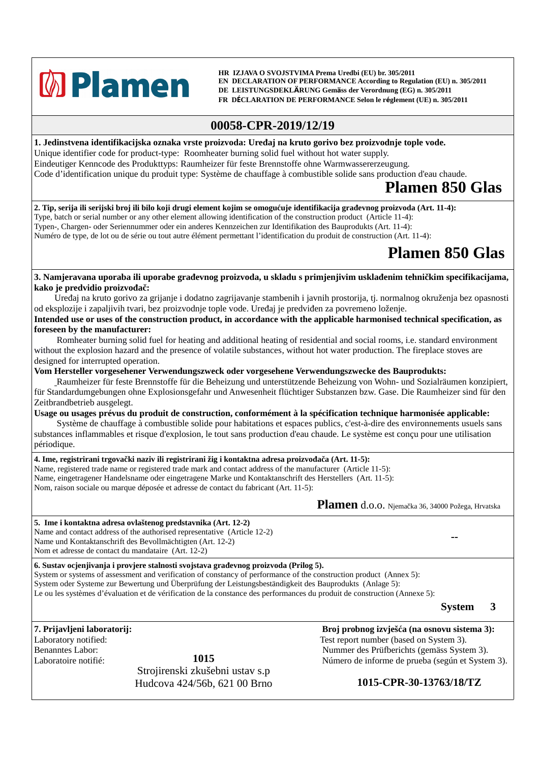**Plamen**

**HR IZJAVA O SVOJSTVIMA Prema Uredbi (EU) br. 305/2011**
**EN DECLARATION OF PERFORMANCE According to Regulation (EU) n. 305/2011**
**DE LEISTUNGSDEKLÄRUNG Gemäss der Verordnung (EG) n. 305/2011**
**FR DÉCLARATION DE PERFORMANCE Selon le réglement (UE) n. 305/2011**

## 00058-CPR-2019/12/19

**1. Jedinstvena identifikacijska oznaka vrste proizvoda: Uređaj na kruto gorivo bez proizvodnje tople vode.**
Unique identifier code for product-type: Roomheater burning solid fuel without hot water supply.
Eindeutiger Kenncode des Produkttyps: Raumheizer für feste Brennstoffe ohne Warmwassererzeugung.
Code d'identification unique du produit type: Système de chauffage à combustible solide sans production d'eau chaude.

**Plamen 850 Glas**

**2. Tip, serija ili serijski broj ili bilo koji drugi element kojim se omogućuje identifikacija građevnog proizvoda (Art. 11-4):**
Type, batch or serial number or any other element allowing identification of the construction product (Article 11-4):
Typen-, Chargen- oder Seriennummer oder ein anderes Kennzeichen zur Identifikation des Bauprodukts (Art. 11-4):
Numéro de type, de lot ou de série ou tout autre élément permettant l'identification du produit de construction (Art. 11-4):

**Plamen 850 Glas**

**3. Namjeravana uporaba ili uporabe građevnog proizvoda, u skladu s primjenjivim usklađenim tehničkim specifikacijama, kako je predvidio proizvođač:**
Uređaj na kruto gorivo za grijanje i dodatno zagrijavanje stambenih i javnih prostorija, tj. normalnog okruženja bez opasnosti od eksplozije i zapaljivih tvari, bez proizvodnje tople vode. Uređaj je predviđen za povremeno loženje.

**Intended use or uses of the construction product, in accordance with the applicable harmonised technical specification, as foreseen by the manufacturer:**
Romheater burning solid fuel for heating and additional heating of residential and social rooms, i.e. standard environment without the explosion hazard and the presence of volatile substances, without hot water production. The fireplace stoves are designed for interrupted operation.

**Vom Hersteller vorgesehener Verwendungszweck oder vorgesehene Verwendungszwecke des Bauprodukts:**
Raumheizer für feste Brennstoffe für die Beheizung und unterstützende Beheizung von Wohn- und Sozialräumen konzipiert, für Standardumgebungen ohne Explosionsgefahr und Anwesenheit flüchtiger Substanzen bzw. Gase. Die Raumheizer sind für den Zeitbrandbetrieb ausgelegt.

**Usage ou usages prévus du produit de construction, conformément à la spécification technique harmonisée applicable:**
Système de chauffage à combustible solide pour habitations et espaces publics, c'est-à-dire des environnements usuels sans substances inflammables et risque d'explosion, le tout sans production d'eau chaude. Le système est conçu pour une utilisation périodique.

**4. Ime, registrirani trgovački naziv ili registrirani žig i kontaktna adresa proizvođača (Art. 11-5):**
Name, registered trade name or registered trade mark and contact address of the manufacturer (Article 11-5):
Name, eingetragener Handelsname oder eingetragene Marke und Kontaktanschrift des Herstellers (Art. 11-5):
Nom, raison sociale ou marque déposée et adresse de contact du fabricant (Art. 11-5):

**Plamen** d.o.o. Njemačka 36, 34000 Požega, Hrvatska

**5. Ime i kontaktna adresa ovlaštenog predstavnika (Art. 12-2)**
Name and contact address of the authorised representative (Article 12-2)
Name und Kontaktanschrift des Bevollmächtigten (Art. 12-2)
Nom et adresse de contact du mandataire (Art. 12-2)

**--**

**6. Sustav ocjenjivanja i provjere stalnosti svojstava građevnog proizvoda (Prilog 5).**
System or systems of assessment and verification of constancy of performance of the construction product (Annex 5):
System oder Systeme zur Bewertung und Überprüfung der Leistungsbeständigkeit des Bauprodukts (Anlage 5):
Le ou les systèmes d'évaluation et de vérification de la constance des performances du produit de construction (Annexe 5):

**System 3**

**7. Prijavljeni laboratorij:**
Laboratory notified:
Benanntes Labor:
Laboratoire notifié:

**1015**
Strojirenski zkušebni ustav s.p
Hudcova 424/56b, 621 00 Brno

**Broj probnog izvješća (na osnovu sistema 3):**
Test report number (based on System 3).
Nummer des Prüfberichts (gemäss System 3).
Número de informe de prueba (según et System 3).

**1015-CPR-30-13763/18/TZ**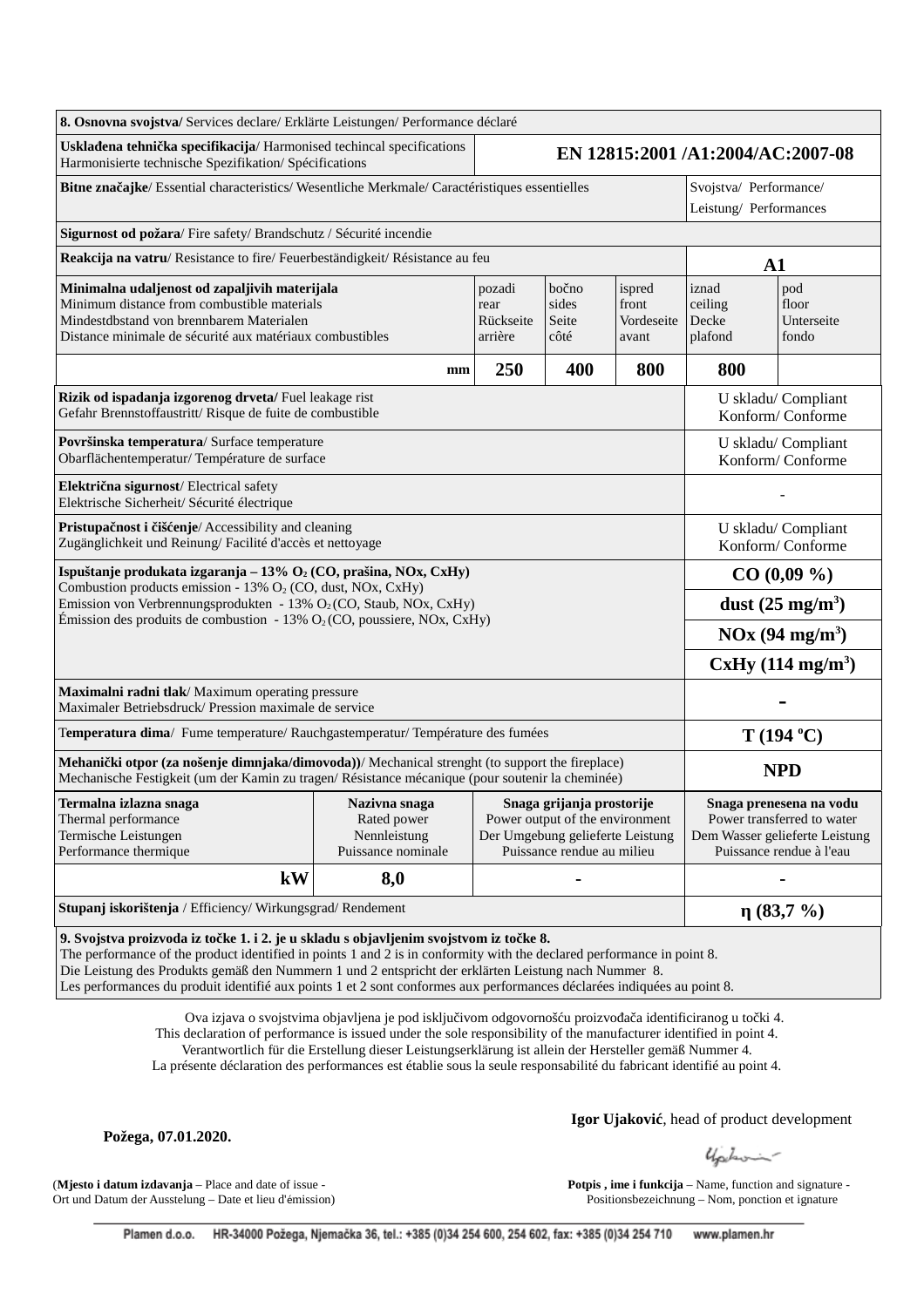| **8. Osnovna svojstva/** Services declare/ Erklärte Leistungen/ Performance déclaré | | | | | | |
|---|---|---|---|---|---|---|
| **Usklađena tehnička specifikacija**/ Harmonised techincal specifications Harmonisierte technische Spezifikation/ Spécifications | | **EN 12815:2001 /A1:2004/AC:2007-08** | | | | |
| **Bitne značajke**/ Essential characteristics/ Wesentliche Merkmale/ Caractéristiques essentielles | | | | | Svojstva/ Performance/ Leistung/ Performances | |
| **Sigurnost od požara**/ Fire safety/ Brandschutz / Sécurité incendie | | | | | | |
| **Reakcija na vatru**/ Resistance to fire/ Feuerbeständigkeit/ Résistance au feu | | | | | **A1** | |
| **Minimalna udaljenost od zapaljivih materijala** Minimum distance from combustible materials Mindestdbstand von brennbarem Materialen Distance minimale de sécurité aux matériaux combustibles | | pozadi rear Rückseite arrière | bočno sides Seite côté | ispred front Vordeseite avant | iznad ceiling Decke plafond | pod floor Unterseite fondo |
| **mm** | | **250** | **400** | **800** | **800** | |
| **Rizik od ispadanja izgorenog drveta/** Fuel leakage rist Gefahr Brennstoffaustritt/ Risque de fuite de combustible | | | | | U skladu/ Compliant Konform/ Conforme | |
| **Površinska temperatura**/ Surface temperature Obarflächentemperatur/ Température de surface | | | | | U skladu/ Compliant Konform/ Conforme | |
| **Električna sigurnost**/ Electrical safety Elektrische Sicherheit/ Sécurité électrique | | | | | - | |
| **Pristupačnost i čišćenje**/ Accessibility and cleaning Zugänglichkeit und Reinung/ Facilité d'accès et nettoyage | | | | | U skladu/ Compliant Konform/ Conforme | |
| **Ispuštanje produkata izgaranja – 13% $O_2$ (CO, prašina, NOx, CxHy)** Combustion products emission - 13% $O_2$ (CO, dust, NOx, CxHy) Emission von Verbrennungsprodukten - 13% $O_2$ (CO, Staub, NOx, CxHy) Émission des produits de combustion - 13% $O_2$ (CO, poussiere, NOx, CxHy) | | | | | **CO (0,09 %)** | |
| | | | | | **dust (25 mg/m$^3$)** | |
| | | | | | **NOx (94 mg/m$^3$)** | |
| | | | | | **CxHy (114 mg/m$^3$)** | |
| **Maximalni radni tlak**/ Maximum operating pressure Maximaler Betriebsdruck/ Pression maximale de service | | | | | **-** | |
| T**emperatura dima**/ Fume temperature/ Rauchgastemperatur/ Température des fumées | | | | | **T (194 °C)** | |
| **Mehanički otpor (za nošenje dimnjaka/dimovoda))**/ Mechanical strenght (to support the fireplace) Mechanische Festigkeit (um der Kamin zu tragen/ Résistance mécanique (pour soutenir la cheminée) | | | | | **NPD** | |
| **Termalna izlazna snaga** Thermal performance Termische Leistungen Performance thermique | **Nazivna snaga** Rated power Nennleistung Puissance nominale | **Snaga grijanja prostorije** Power output of the environment Der Umgebung gelieferte Leistung Puissance rendue au milieu | | | **Snaga prenesena na vodu** Power transferred to water Dem Wasser gelieferte Leistung Puissance rendue à l'eau | |
| **kW** | **8,0** | **-** | | | **-** | |
| **Stupanj iskorištenja** / Efficiency/ Wirkungsgrad/ Rendement | | | | | **η (83,7 %)** | |

**9. Svojstva proizvoda iz točke 1. i 2. je u skladu s objavljenim svojstvom iz točke 8.**
The performance of the product identified in points 1 and 2 is in conformity with the declared performance in point 8.
Die Leistung des Produkts gemäß den Nummern 1 und 2 entspricht der erklärten Leistung nach Nummer 8.
Les performances du produit identifié aux points 1 et 2 sont conformes aux performances déclarées indiquées au point 8.

Ova izjava o svojstvima objavljena je pod isključivom odgovornošću proizvođača identificiranog u točki 4.
This declaration of performance is issued under the sole responsibility of the manufacturer identified in point 4.
Verantwortlich für die Erstellung dieser Leistungserklärung ist allein der Hersteller gemäß Nummer 4.
La présente déclaration des performances est établie sous la seule responsabilité du fabricant identifié au point 4.

**Igor Ujaković**, head of product development

**Požega, 07.01.2020.**

(**Mjesto i datum izdavanja** – Place and date of issue - Ort und Datum der Ausstelung – Date et lieu d'émission)

**Potpis , ime i funkcija** – Name, function and signature - Positionsbezeichnung – Nom, ponction et ignature

Plamen d.o.o. HR-34000 Požega, Njemačka 36, tel.: +385 (0)34 254 600, 254 602, fax: +385 (0)34 254 710 www.plamen.hr